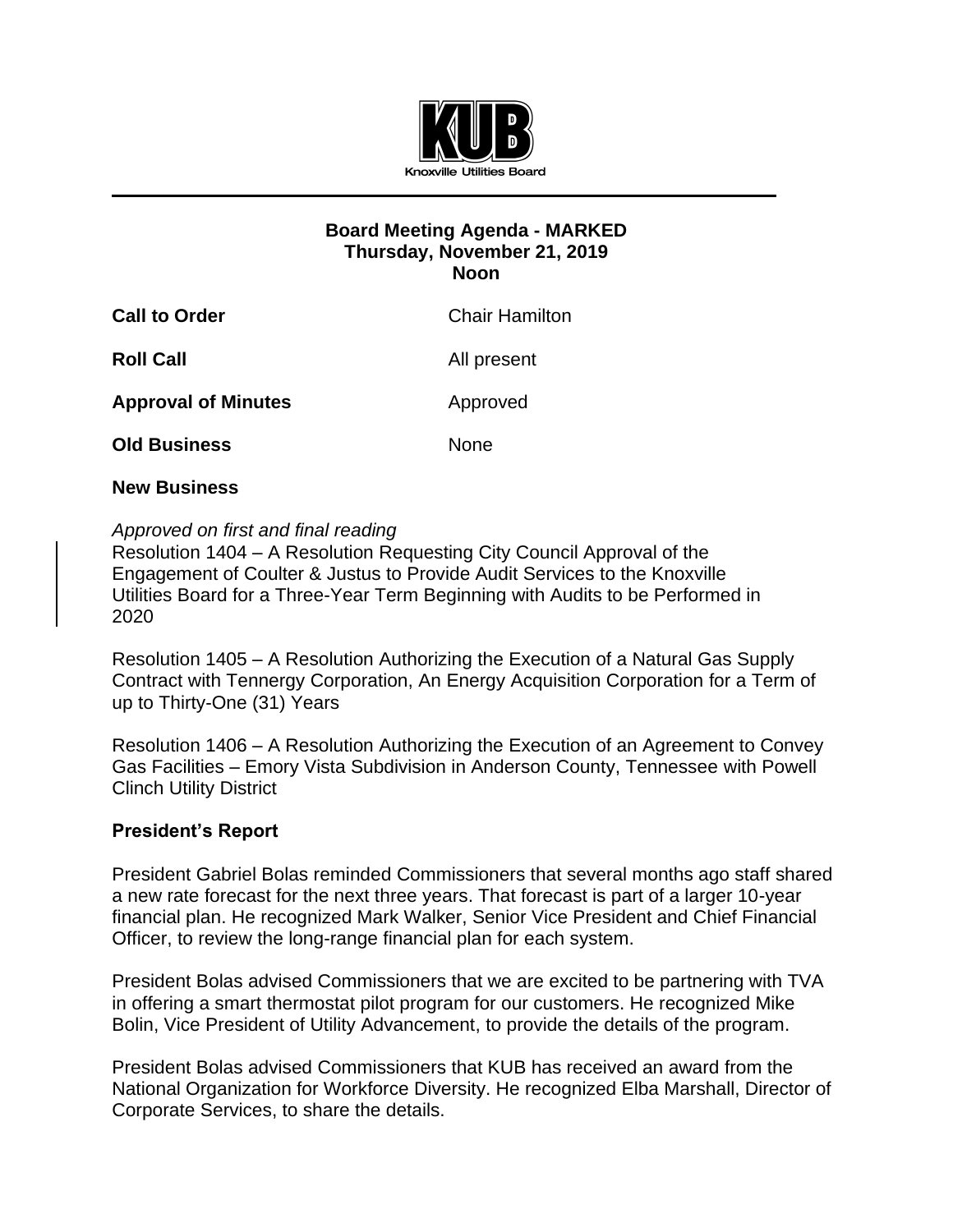Knoxville Utilities Board

**Board Meeting Agenda - MARKED**
**Thursday, November 21, 2019**
**Noon**

**Call to Order** Chair Hamilton

**Roll Call** All present

**Approval of Minutes** Approved

**Old Business** None

**New Business**

*Approved on first and final reading*

Resolution 1404 – A Resolution Requesting City Council Approval of the Engagement of Coulter & Justus to Provide Audit Services to the Knoxville Utilities Board for a Three-Year Term Beginning with Audits to be Performed in 2020

Resolution 1405 – A Resolution Authorizing the Execution of a Natural Gas Supply Contract with Tennergy Corporation, An Energy Acquisition Corporation for a Term of up to Thirty-One (31) Years

Resolution 1406 – A Resolution Authorizing the Execution of an Agreement to Convey Gas Facilities – Emory Vista Subdivision in Anderson County, Tennessee with Powell Clinch Utility District

**President's Report**

President Gabriel Bolas reminded Commissioners that several months ago staff shared a new rate forecast for the next three years. That forecast is part of a larger 10-year financial plan. He recognized Mark Walker, Senior Vice President and Chief Financial Officer, to review the long-range financial plan for each system.

President Bolas advised Commissioners that we are excited to be partnering with TVA in offering a smart thermostat pilot program for our customers. He recognized Mike Bolin, Vice President of Utility Advancement, to provide the details of the program.

President Bolas advised Commissioners that KUB has received an award from the National Organization for Workforce Diversity. He recognized Elba Marshall, Director of Corporate Services, to share the details.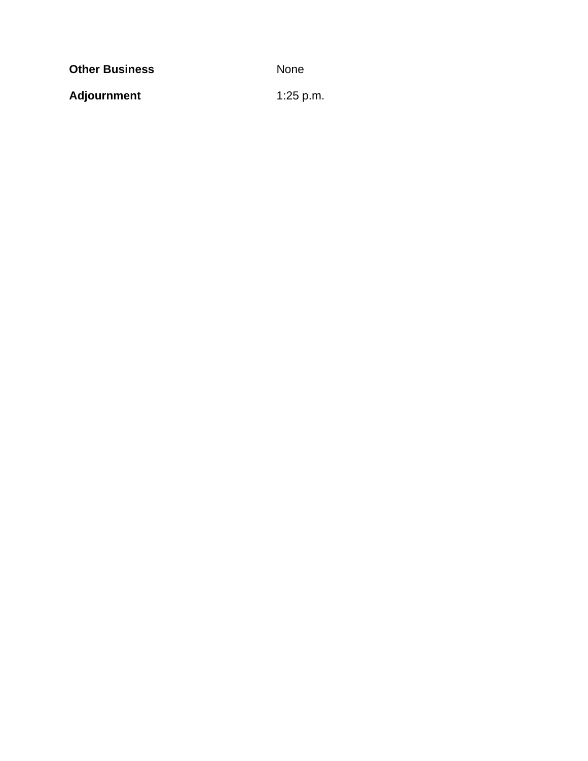| | |
|---|---|
| **Other Business** | None |
| **Adjournment** | 1:25 p.m. |